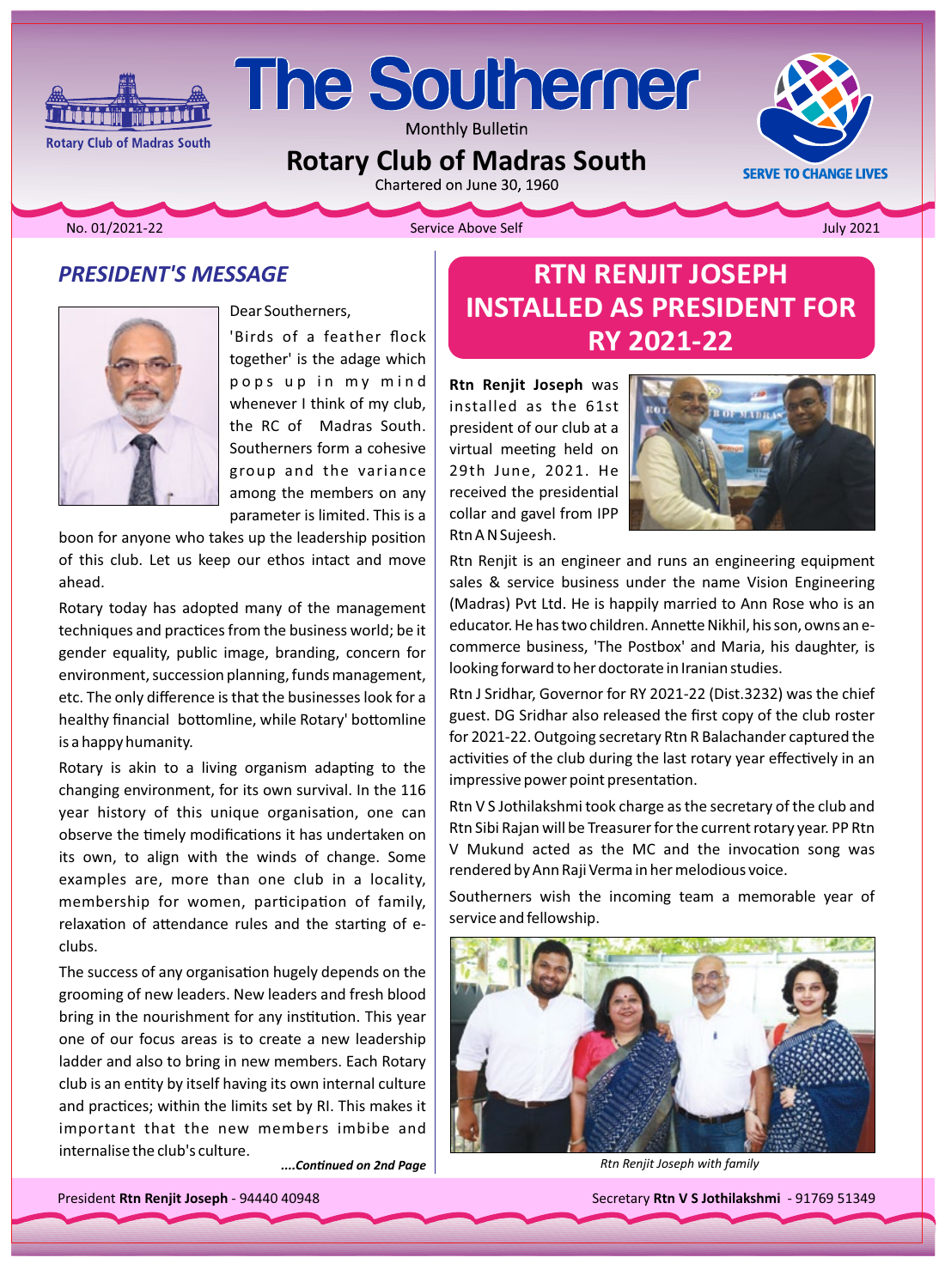# The Southerner

Monthly Bulletin

## Rotary Club of Madras South

Chartered on June 30, 1960

Rotary Club of Madras South

SERVE TO CHANGE LIVES

No. 01/2021-22 — Service Above Self — July 2021

## *PRESIDENT'S MESSAGE*

Dear Southerners,

'Birds of a feather flock together' is the adage which pops up in my mind whenever I think of my club, the RC of Madras South. Southerners form a cohesive group and the variance among the members on any parameter is limited. This is a boon for anyone who takes up the leadership position of this club. Let us keep our ethos intact and move ahead.

Rotary today has adopted many of the management techniques and practices from the business world; be it gender equality, public image, branding, concern for environment, succession planning, funds management, etc. The only difference is that the businesses look for a healthy financial bottomline, while Rotary' bottomline is a happy humanity.

Rotary is akin to a living organism adapting to the changing environment, for its own survival. In the 116 year history of this unique organisation, one can observe the timely modifications it has undertaken on its own, to align with the winds of change. Some examples are, more than one club in a locality, membership for women, participation of family, relaxation of attendance rules and the starting of e-clubs.

The success of any organisation hugely depends on the grooming of new leaders. New leaders and fresh blood bring in the nourishment for any institution. This year one of our focus areas is to create a new leadership ladder and also to bring in new members. Each Rotary club is an entity by itself having its own internal culture and practices; within the limits set by RI. This makes it important that the new members imbibe and internalise the club's culture.

***....Continued on 2nd Page***

## RTN RENJIT JOSEPH INSTALLED AS PRESIDENT FOR RY 2021-22

**Rtn Renjit Joseph** was installed as the 61st president of our club at a virtual meeting held on 29th June, 2021. He received the presidential collar and gavel from IPP Rtn A N Sujeesh.

Rtn Renjit is an engineer and runs an engineering equipment sales & service business under the name Vision Engineering (Madras) Pvt Ltd. He is happily married to Ann Rose who is an educator. He has two children. Annette Nikhil, his son, owns an e-commerce business, 'The Postbox' and Maria, his daughter, is looking forward to her doctorate in Iranian studies.

Rtn J Sridhar, Governor for RY 2021-22 (Dist.3232) was the chief guest. DG Sridhar also released the first copy of the club roster for 2021-22. Outgoing secretary Rtn R Balachander captured the activities of the club during the last rotary year effectively in an impressive power point presentation.

Rtn V S Jothilakshmi took charge as the secretary of the club and Rtn Sibi Rajan will be Treasurer for the current rotary year. PP Rtn V Mukund acted as the MC and the invocation song was rendered by Ann Raji Verma in her melodious voice.

Southerners wish the incoming team a memorable year of service and fellowship.

*Rtn Renjit Joseph with family*

President **Rtn Renjit Joseph** - 94440 40948 — Secretary **Rtn V S Jothilakshmi** - 91769 51349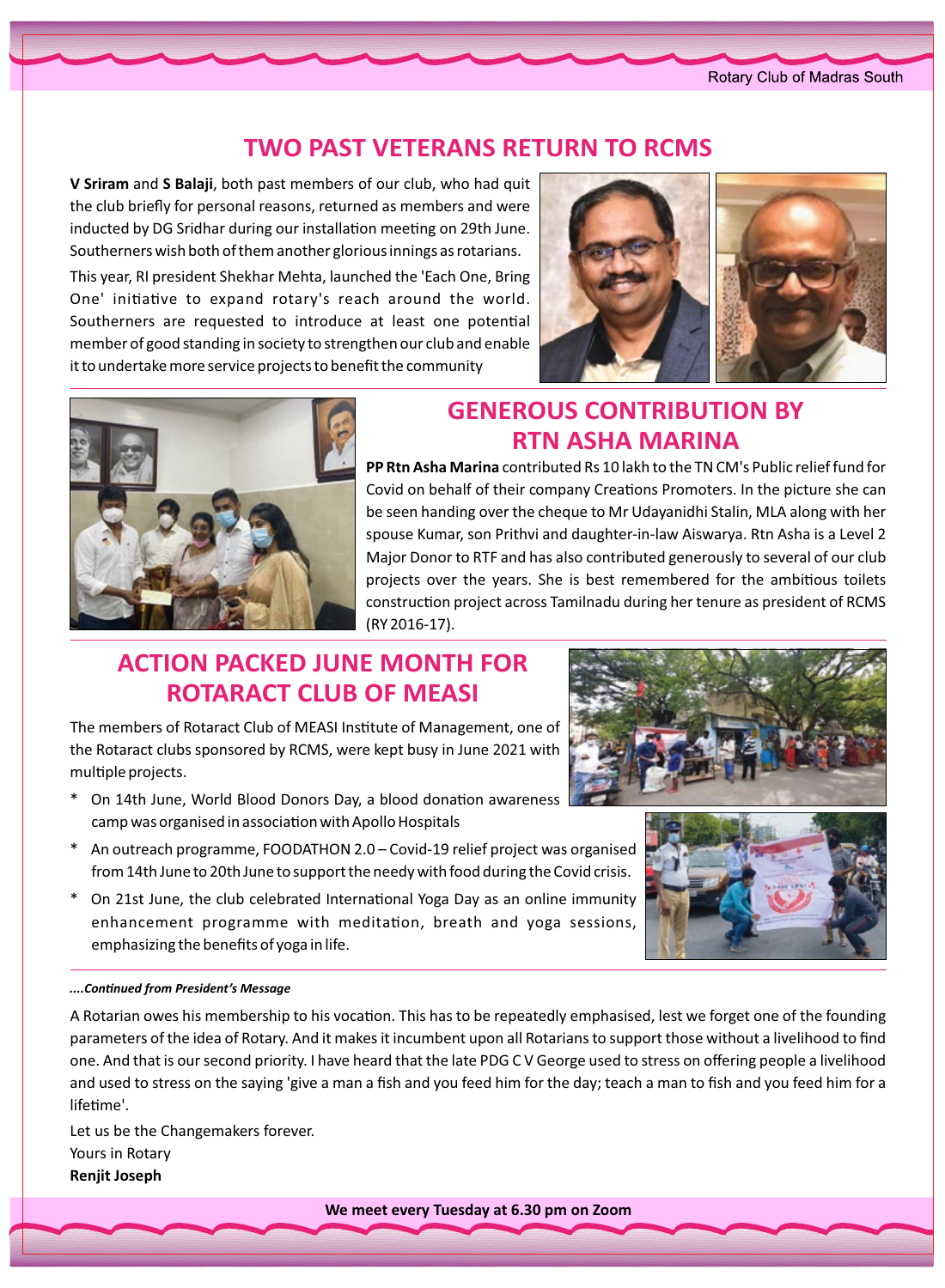## TWO PAST VETERANS RETURN TO RCMS

**V Sriram** and **S Balaji**, both past members of our club, who had quit the club briefly for personal reasons, returned as members and were inducted by DG Sridhar during our installation meeting on 29th June. Southerners wish both of them another glorious innings as rotarians.

This year, RI president Shekhar Mehta, launched the 'Each One, Bring One' initiative to expand rotary's reach around the world. Southerners are requested to introduce at least one potential member of good standing in society to strengthen our club and enable it to undertake more service projects to benefit the community

## GENEROUS CONTRIBUTION BY RTN ASHA MARINA

**PP Rtn Asha Marina** contributed Rs 10 lakh to the TN CM's Public relief fund for Covid on behalf of their company Creations Promoters. In the picture she can be seen handing over the cheque to Mr Udayanidhi Stalin, MLA along with her spouse Kumar, son Prithvi and daughter-in-law Aiswarya. Rtn Asha is a Level 2 Major Donor to RTF and has also contributed generously to several of our club projects over the years. She is best remembered for the ambitious toilets construction project across Tamilnadu during her tenure as president of RCMS (RY 2016-17).

## ACTION PACKED JUNE MONTH FOR ROTARACT CLUB OF MEASI

The members of Rotaract Club of MEASI Institute of Management, one of the Rotaract clubs sponsored by RCMS, were kept busy in June 2021 with multiple projects.

* On 14th June, World Blood Donors Day, a blood donation awareness camp was organised in association with Apollo Hospitals
* An outreach programme, FOODATHON 2.0 – Covid-19 relief project was organised from 14th June to 20th June to support the needy with food during the Covid crisis.
* On 21st June, the club celebrated International Yoga Day as an online immunity enhancement programme with meditation, breath and yoga sessions, emphasizing the benefits of yoga in life.

***....Continued from President's Message***

A Rotarian owes his membership to his vocation. This has to be repeatedly emphasised, lest we forget one of the founding parameters of the idea of Rotary. And it makes it incumbent upon all Rotarians to support those without a livelihood to find one. And that is our second priority. I have heard that the late PDG C V George used to stress on offering people a livelihood and used to stress on the saying 'give a man a fish and you feed him for the day; teach a man to fish and you feed him for a lifetime'.

Let us be the Changemakers forever.

Yours in Rotary

**Renjit Joseph**

**We meet every Tuesday at 6.30 pm on Zoom**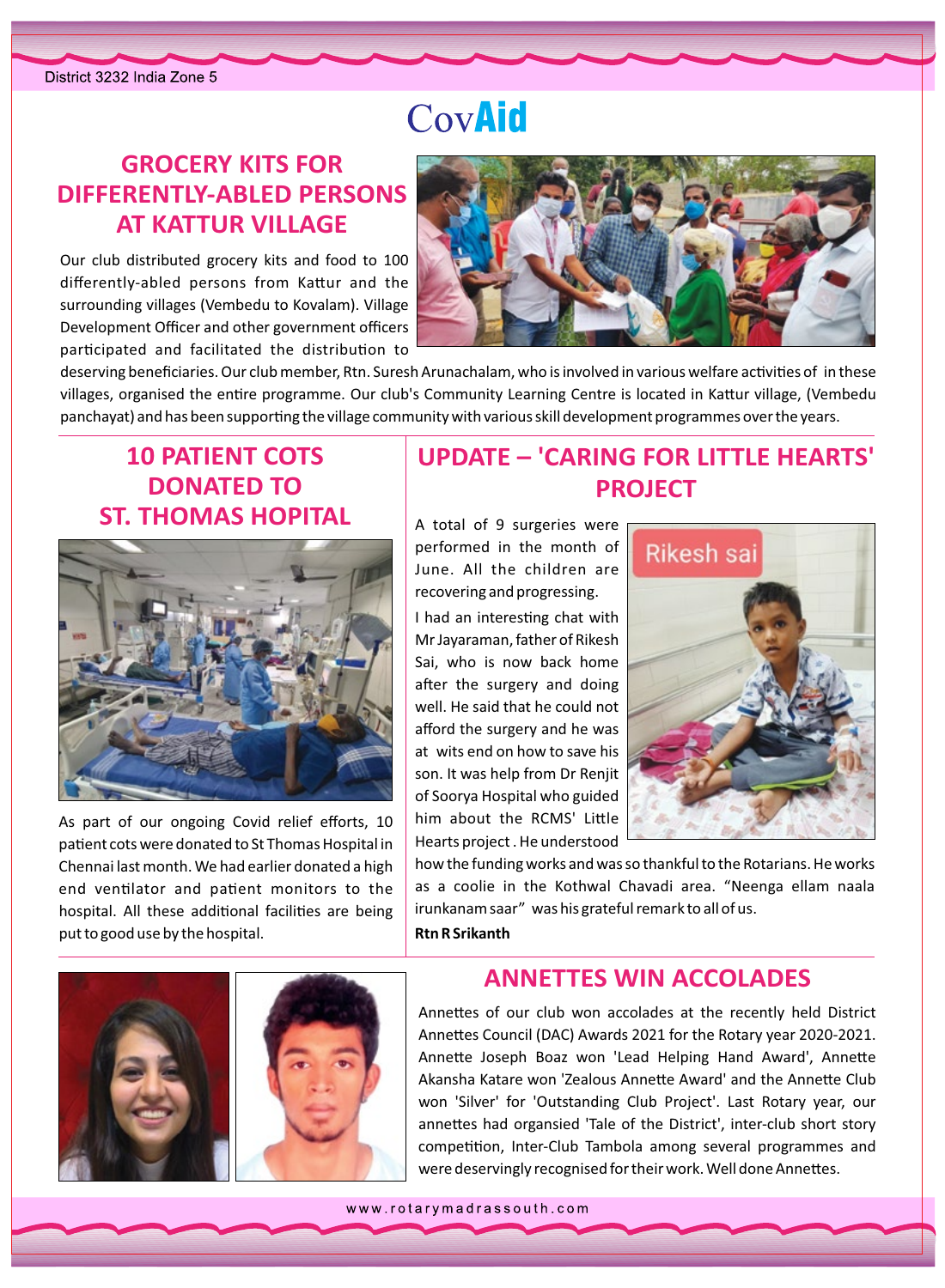# CovAid

## GROCERY KITS FOR DIFFERENTLY-ABLED PERSONS AT KATTUR VILLAGE

Our club distributed grocery kits and food to 100 differently-abled persons from Kattur and the surrounding villages (Vembedu to Kovalam). Village Development Officer and other government officers participated and facilitated the distribution to deserving beneficiaries. Our club member, Rtn. Suresh Arunachalam, who is involved in various welfare activities of in these villages, organised the entire programme. Our club's Community Learning Centre is located in Kattur village, (Vembedu panchayat) and has been supporting the village community with various skill development programmes over the years.

## 10 PATIENT COTS DONATED TO ST. THOMAS HOPITAL

As part of our ongoing Covid relief efforts, 10 patient cots were donated to St Thomas Hospital in Chennai last month. We had earlier donated a high end ventilator and patient monitors to the hospital. All these additional facilities are being put to good use by the hospital.

## UPDATE – 'CARING FOR LITTLE HEARTS' PROJECT

A total of 9 surgeries were performed in the month of June. All the children are recovering and progressing.

Rikesh sai

I had an interesting chat with Mr Jayaraman, father of Rikesh Sai, who is now back home after the surgery and doing well. He said that he could not afford the surgery and he was at wits end on how to save his son. It was help from Dr Renjit of Soorya Hospital who guided him about the RCMS' Little Hearts project . He understood how the funding works and was so thankful to the Rotarians. He works as a coolie in the Kothwal Chavadi area. "Neenga ellam naala irunkanam saar" was his grateful remark to all of us.

**Rtn R Srikanth**

## ANNETTES WIN ACCOLADES

Annettes of our club won accolades at the recently held District Annettes Council (DAC) Awards 2021 for the Rotary year 2020-2021. Annette Joseph Boaz won 'Lead Helping Hand Award', Annette Akansha Katare won 'Zealous Annette Award' and the Annette Club won 'Silver' for 'Outstanding Club Project'. Last Rotary year, our annettes had organsied 'Tale of the District', inter-club short story competition, Inter-Club Tambola among several programmes and were deservingly recognised for their work. Well done Annettes.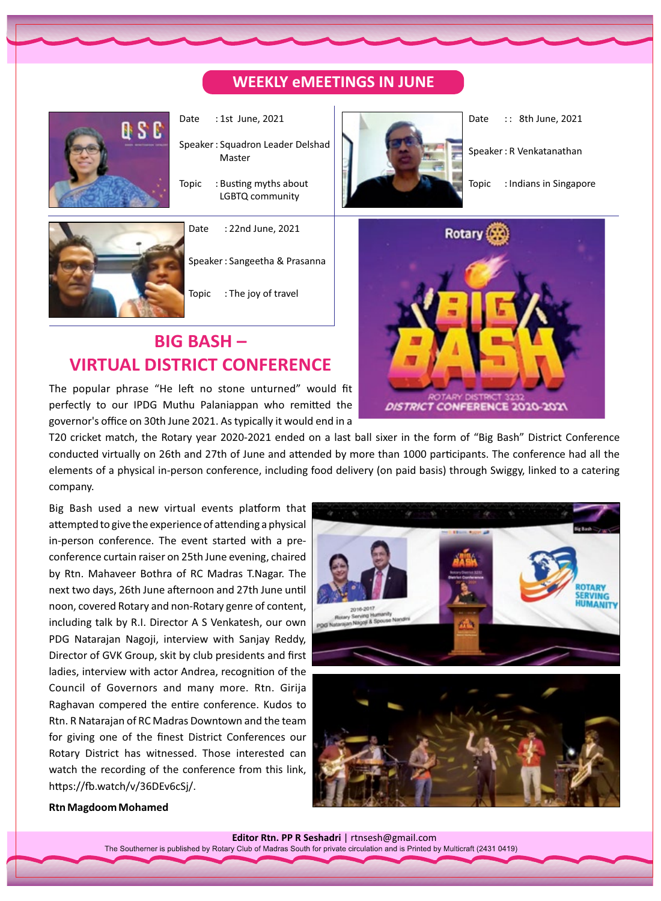## WEEKLY eMEETINGS IN JUNE

Date : 1st June, 2021

Speaker : Squadron Leader Delshad Master

Topic : Busting myths about LGBTQ community

Date : : 8th June, 2021

Speaker : R Venkatanathan

Topic : Indians in Singapore

Date : 22nd June, 2021

Speaker : Sangeetha & Prasanna

Topic : The joy of travel

## BIG BASH – VIRTUAL DISTRICT CONFERENCE

The popular phrase "He left no stone unturned" would fit perfectly to our IPDG Muthu Palaniappan who remitted the governor's office on 30th June 2021. As typically it would end in a T20 cricket match, the Rotary year 2020-2021 ended on a last ball sixer in the form of "Big Bash" District Conference conducted virtually on 26th and 27th of June and attended by more than 1000 participants. The conference had all the elements of a physical in-person conference, including food delivery (on paid basis) through Swiggy, linked to a catering company.

Big Bash used a new virtual events platform that attempted to give the experience of attending a physical in-person conference. The event started with a pre-conference curtain raiser on 25th June evening, chaired by Rtn. Mahaveer Bothra of RC Madras T.Nagar. The next two days, 26th June afternoon and 27th June until noon, covered Rotary and non-Rotary genre of content, including talk by R.I. Director A S Venkatesh, our own PDG Natarajan Nagoji, interview with Sanjay Reddy, Director of GVK Group, skit by club presidents and first ladies, interview with actor Andrea, recognition of the Council of Governors and many more. Rtn. Girija Raghavan compered the entire conference. Kudos to Rtn. R Natarajan of RC Madras Downtown and the team for giving one of the finest District Conferences our Rotary District has witnessed. Those interested can watch the recording of the conference from this link, https://fb.watch/v/36DEv6cSj/.

**Rtn Magdoom Mohamed**

**Editor Rtn. PP R Seshadri** | rtnsesh@gmail.com

The Southerner is published by Rotary Club of Madras South for private circulation and is Printed by Multicraft (2431 0419)